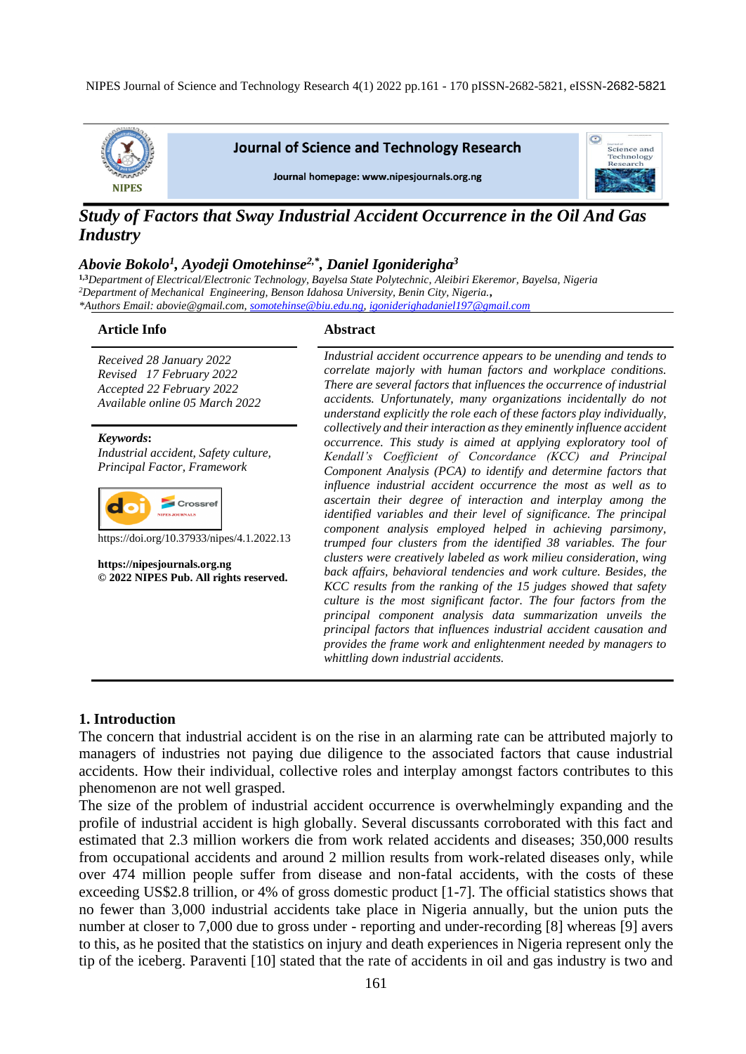# Study of Factors that Sway Industrial Accident Occurrence in the Oil And Gas Industry

***Abovie Bokolo[1], Ayodeji Omotehinse[2,*], Daniel Igoniderigha[3]***

[1,3]*Department of Electrical/Electronic Technology, Bayelsa State Polytechnic, Aleibiri Ekeremor, Bayelsa, Nigeria*
[2]*Department of Mechanical Engineering, Benson Idahosa University, Benin City, Nigeria.*
*\*Authors Email: abovie@gmail.com, somotehinse@biu.edu.ng, igoniderighadaniel197@gmail.com*

## Article Info

*Received 28 January 2022*
*Revised 17 February 2022*
*Accepted 22 February 2022*
*Available online 05 March 2022*

***Keywords**:*
*Industrial accident, Safety culture, Principal Factor, Framework*

https://doi.org/10.37933/nipes/4.1.2022.13

**https://nipesjournals.org.ng**
**© 2022 NIPES Pub. All rights reserved.**

## Abstract

*Industrial accident occurrence appears to be unending and tends to correlate majorly with human factors and workplace conditions. There are several factors that influences the occurrence of industrial accidents. Unfortunately, many organizations incidentally do not understand explicitly the role each of these factors play individually, collectively and their interaction as they eminently influence accident occurrence. This study is aimed at applying exploratory tool of Kendall's Coefficient of Concordance (KCC) and Principal Component Analysis (PCA) to identify and determine factors that influence industrial accident occurrence the most as well as to ascertain their degree of interaction and interplay among the identified variables and their level of significance. The principal component analysis employed helped in achieving parsimony, trumped four clusters from the identified 38 variables. The four clusters were creatively labeled as work milieu consideration, wing back affairs, behavioral tendencies and work culture. Besides, the KCC results from the ranking of the 15 judges showed that safety culture is the most significant factor. The four factors from the principal component analysis data summarization unveils the principal factors that influences industrial accident causation and provides the frame work and enlightenment needed by managers to whittling down industrial accidents.*

## 1. Introduction

The concern that industrial accident is on the rise in an alarming rate can be attributed majorly to managers of industries not paying due diligence to the associated factors that cause industrial accidents. How their individual, collective roles and interplay amongst factors contributes to this phenomenon are not well grasped.

The size of the problem of industrial accident occurrence is overwhelmingly expanding and the profile of industrial accident is high globally. Several discussants corroborated with this fact and estimated that 2.3 million workers die from work related accidents and diseases; 350,000 results from occupational accidents and around 2 million results from work-related diseases only, while over 474 million people suffer from disease and non-fatal accidents, with the costs of these exceeding US$2.8 trillion, or 4% of gross domestic product [1-7]. The official statistics shows that no fewer than 3,000 industrial accidents take place in Nigeria annually, but the union puts the number at closer to 7,000 due to gross under - reporting and under-recording [8] whereas [9] avers to this, as he posited that the statistics on injury and death experiences in Nigeria represent only the tip of the iceberg. Paraventi [10] stated that the rate of accidents in oil and gas industry is two and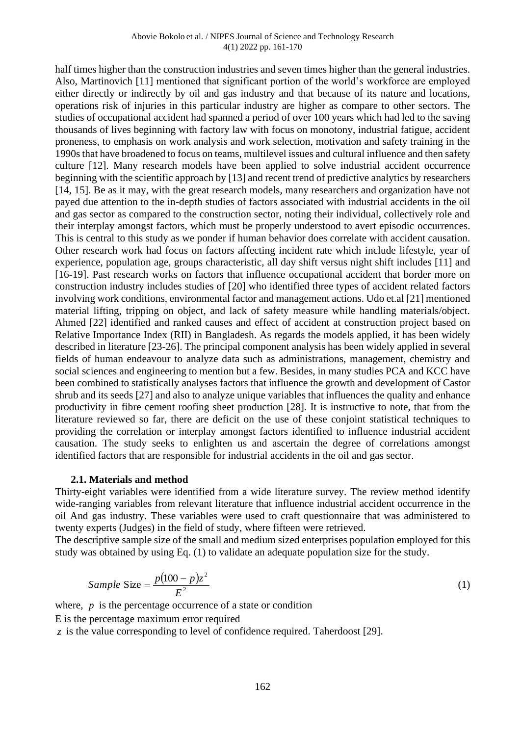half times higher than the construction industries and seven times higher than the general industries. Also, Martinovich [11] mentioned that significant portion of the world's workforce are employed either directly or indirectly by oil and gas industry and that because of its nature and locations, operations risk of injuries in this particular industry are higher as compare to other sectors. The studies of occupational accident had spanned a period of over 100 years which had led to the saving thousands of lives beginning with factory law with focus on monotony, industrial fatigue, accident proneness, to emphasis on work analysis and work selection, motivation and safety training in the 1990s that have broadened to focus on teams, multilevel issues and cultural influence and then safety culture [12]. Many research models have been applied to solve industrial accident occurrence beginning with the scientific approach by [13] and recent trend of predictive analytics by researchers [14, 15]. Be as it may, with the great research models, many researchers and organization have not payed due attention to the in-depth studies of factors associated with industrial accidents in the oil and gas sector as compared to the construction sector, noting their individual, collectively role and their interplay amongst factors, which must be properly understood to avert episodic occurrences. This is central to this study as we ponder if human behavior does correlate with accident causation. Other research work had focus on factors affecting incident rate which include lifestyle, year of experience, population age, groups characteristic, all day shift versus night shift includes [11] and [16-19]. Past research works on factors that influence occupational accident that border more on construction industry includes studies of [20] who identified three types of accident related factors involving work conditions, environmental factor and management actions. Udo et.al [21] mentioned material lifting, tripping on object, and lack of safety measure while handling materials/object. Ahmed [22] identified and ranked causes and effect of accident at construction project based on Relative Importance Index (RII) in Bangladesh. As regards the models applied, it has been widely described in literature [23-26]. The principal component analysis has been widely applied in several fields of human endeavour to analyze data such as administrations, management, chemistry and social sciences and engineering to mention but a few. Besides, in many studies PCA and KCC have been combined to statistically analyses factors that influence the growth and development of Castor shrub and its seeds [27] and also to analyze unique variables that influences the quality and enhance productivity in fibre cement roofing sheet production [28]. It is instructive to note, that from the literature reviewed so far, there are deficit on the use of these conjoint statistical techniques to providing the correlation or interplay amongst factors identified to influence industrial accident causation. The study seeks to enlighten us and ascertain the degree of correlations amongst identified factors that are responsible for industrial accidents in the oil and gas sector.

### 2.1. Materials and method

Thirty-eight variables were identified from a wide literature survey. The review method identify wide-ranging variables from relevant literature that influence industrial accident occurrence in the oil And gas industry. These variables were used to craft questionnaire that was administered to twenty experts (Judges) in the field of study, where fifteen were retrieved.

The descriptive sample size of the small and medium sized enterprises population employed for this study was obtained by using Eq. (1) to validate an adequate population size for the study.

$$Sample\ \text{Size} = \frac{p(100-p)z^2}{E^2} \tag{1}$$

where, $p$ is the percentage occurrence of a state or condition

E is the percentage maximum error required

$z$ is the value corresponding to level of confidence required. Taherdoost [29].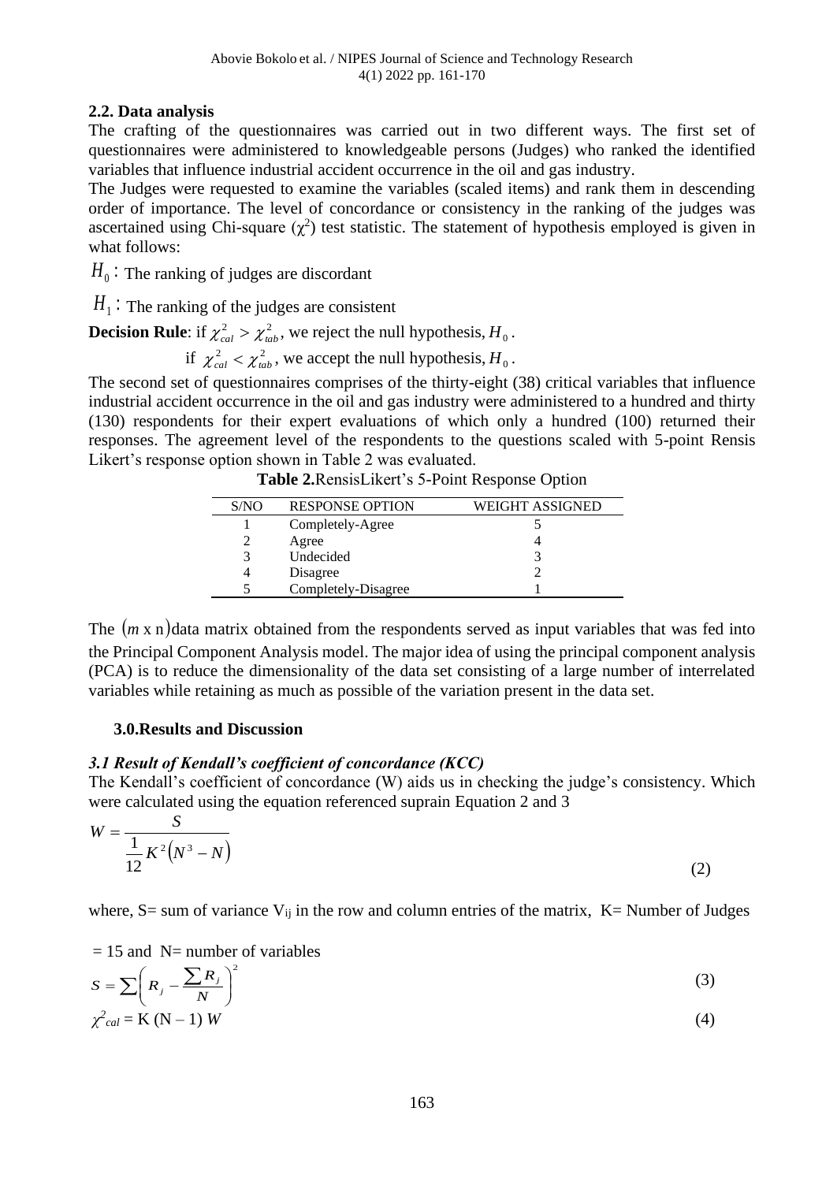### 2.2. Data analysis

The crafting of the questionnaires was carried out in two different ways. The first set of questionnaires were administered to knowledgeable persons (Judges) who ranked the identified variables that influence industrial accident occurrence in the oil and gas industry.

The Judges were requested to examine the variables (scaled items) and rank them in descending order of importance. The level of concordance or consistency in the ranking of the judges was ascertained using Chi-square ($\chi^2$) test statistic. The statement of hypothesis employed is given in what follows:

$H_0$ : The ranking of judges are discordant

$H_1$ : The ranking of the judges are consistent

**Decision Rule**: if $\chi^2_{cal} > \chi^2_{tab}$, we reject the null hypothesis, $H_0$.

if $\chi^2_{cal} < \chi^2_{tab}$, we accept the null hypothesis, $H_0$.

The second set of questionnaires comprises of the thirty-eight (38) critical variables that influence industrial accident occurrence in the oil and gas industry were administered to a hundred and thirty (130) respondents for their expert evaluations of which only a hundred (100) returned their responses. The agreement level of the respondents to the questions scaled with 5-point Rensis Likert's response option shown in Table 2 was evaluated.

**Table 2.** RensisLikert's 5-Point Response Option

| S/NO | RESPONSE OPTION | WEIGHT ASSIGNED |
|---|---|---|
| 1 | Completely-Agree | 5 |
| 2 | Agree | 4 |
| 3 | Undecided | 3 |
| 4 | Disagree | 2 |
| 5 | Completely-Disagree | 1 |

The $(m \text{ x n})$data matrix obtained from the respondents served as input variables that was fed into the Principal Component Analysis model. The major idea of using the principal component analysis (PCA) is to reduce the dimensionality of the data set consisting of a large number of interrelated variables while retaining as much as possible of the variation present in the data set.

## 3.0.Results and Discussion

### *3.1 Result of Kendall's coefficient of concordance (KCC)*

The Kendall's coefficient of concordance (W) aids us in checking the judge's consistency. Which were calculated using the equation referenced suprain Equation 2 and 3

$$W = \frac{S}{\frac{1}{12}K^2\left(N^3 - N\right)} \tag{2}$$

where, S= sum of variance $V_{ij}$ in the row and column entries of the matrix, K= Number of Judges = 15 and N= number of variables

$$S = \sum\left(R_j - \frac{\sum R_j}{N}\right)^2 \tag{3}$$

$$\chi^2_{cal} = K\,(N - 1)\,W \tag{4}$$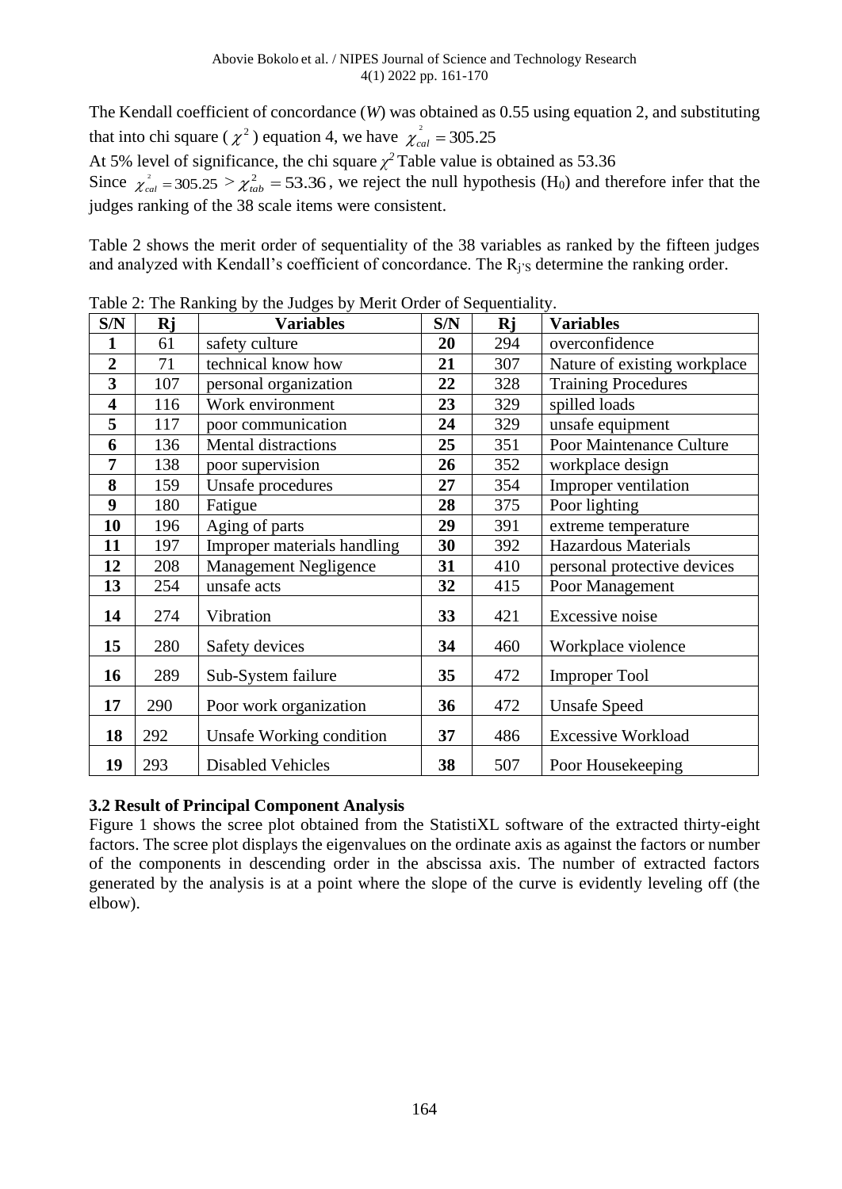The Kendall coefficient of concordance (*W*) was obtained as 0.55 using equation 2, and substituting that into chi square ( $\chi^2$ ) equation 4, we have $\chi^2_{cal} = 305.25$

At 5% level of significance, the chi square $\chi^2$ Table value is obtained as 53.36

Since $\chi^2_{cal} = 305.25 > \chi^2_{tab} = 53.36$, we reject the null hypothesis ($H_0$) and therefore infer that the judges ranking of the 38 scale items were consistent.

Table 2 shows the merit order of sequentiality of the 38 variables as ranked by the fifteen judges and analyzed with Kendall's coefficient of concordance. The $R_{j's}$ determine the ranking order.

Table 2: The Ranking by the Judges by Merit Order of Sequentiality.

| S/N | Rj | Variables | S/N | Rj | Variables |
|---|---|---|---|---|---|
| **1** | 61 | safety culture | **20** | 294 | overconfidence |
| **2** | 71 | technical know how | **21** | 307 | Nature of existing workplace |
| **3** | 107 | personal organization | **22** | 328 | Training Procedures |
| **4** | 116 | Work environment | **23** | 329 | spilled loads |
| **5** | 117 | poor communication | **24** | 329 | unsafe equipment |
| **6** | 136 | Mental distractions | **25** | 351 | Poor Maintenance Culture |
| **7** | 138 | poor supervision | **26** | 352 | workplace design |
| **8** | 159 | Unsafe procedures | **27** | 354 | Improper ventilation |
| **9** | 180 | Fatigue | **28** | 375 | Poor lighting |
| **10** | 196 | Aging of parts | **29** | 391 | extreme temperature |
| **11** | 197 | Improper materials handling | **30** | 392 | Hazardous Materials |
| **12** | 208 | Management Negligence | **31** | 410 | personal protective devices |
| **13** | 254 | unsafe acts | **32** | 415 | Poor Management |
| **14** | 274 | Vibration | **33** | 421 | Excessive noise |
| **15** | 280 | Safety devices | **34** | 460 | Workplace violence |
| **16** | 289 | Sub-System failure | **35** | 472 | Improper Tool |
| **17** | 290 | Poor work organization | **36** | 472 | Unsafe Speed |
| **18** | 292 | Unsafe Working condition | **37** | 486 | Excessive Workload |
| **19** | 293 | Disabled Vehicles | **38** | 507 | Poor Housekeeping |

**3.2 Result of Principal Component Analysis**

Figure 1 shows the scree plot obtained from the StatistiXL software of the extracted thirty-eight factors. The scree plot displays the eigenvalues on the ordinate axis as against the factors or number of the components in descending order in the abscissa axis. The number of extracted factors generated by the analysis is at a point where the slope of the curve is evidently leveling off (the elbow).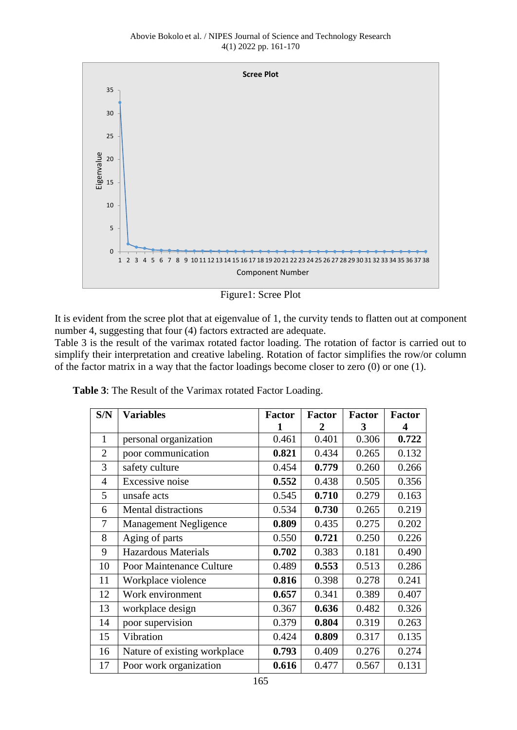Figure1: Scree Plot

It is evident from the scree plot that at eigenvalue of 1, the curvity tends to flatten out at component number 4, suggesting that four (4) factors extracted are adequate.
Table 3 is the result of the varimax rotated factor loading. The rotation of factor is carried out to simplify their interpretation and creative labeling. Rotation of factor simplifies the row/or column of the factor matrix in a way that the factor loadings become closer to zero (0) or one (1).

**Table 3**: The Result of the Varimax rotated Factor Loading.

| S/N | Variables | Factor 1 | Factor 2 | Factor 3 | Factor 4 |
|---|---|---|---|---|---|
| 1 | personal organization | 0.461 | 0.401 | 0.306 | **0.722** |
| 2 | poor communication | **0.821** | 0.434 | 0.265 | 0.132 |
| 3 | safety culture | 0.454 | **0.779** | 0.260 | 0.266 |
| 4 | Excessive noise | **0.552** | 0.438 | 0.505 | 0.356 |
| 5 | unsafe acts | 0.545 | **0.710** | 0.279 | 0.163 |
| 6 | Mental distractions | 0.534 | **0.730** | 0.265 | 0.219 |
| 7 | Management Negligence | **0.809** | 0.435 | 0.275 | 0.202 |
| 8 | Aging of parts | 0.550 | **0.721** | 0.250 | 0.226 |
| 9 | Hazardous Materials | **0.702** | 0.383 | 0.181 | 0.490 |
| 10 | Poor Maintenance Culture | 0.489 | **0.553** | 0.513 | 0.286 |
| 11 | Workplace violence | **0.816** | 0.398 | 0.278 | 0.241 |
| 12 | Work environment | **0.657** | 0.341 | 0.389 | 0.407 |
| 13 | workplace design | 0.367 | **0.636** | 0.482 | 0.326 |
| 14 | poor supervision | 0.379 | **0.804** | 0.319 | 0.263 |
| 15 | Vibration | 0.424 | **0.809** | 0.317 | 0.135 |
| 16 | Nature of existing workplace | **0.793** | 0.409 | 0.276 | 0.274 |
| 17 | Poor work organization | **0.616** | 0.477 | 0.567 | 0.131 |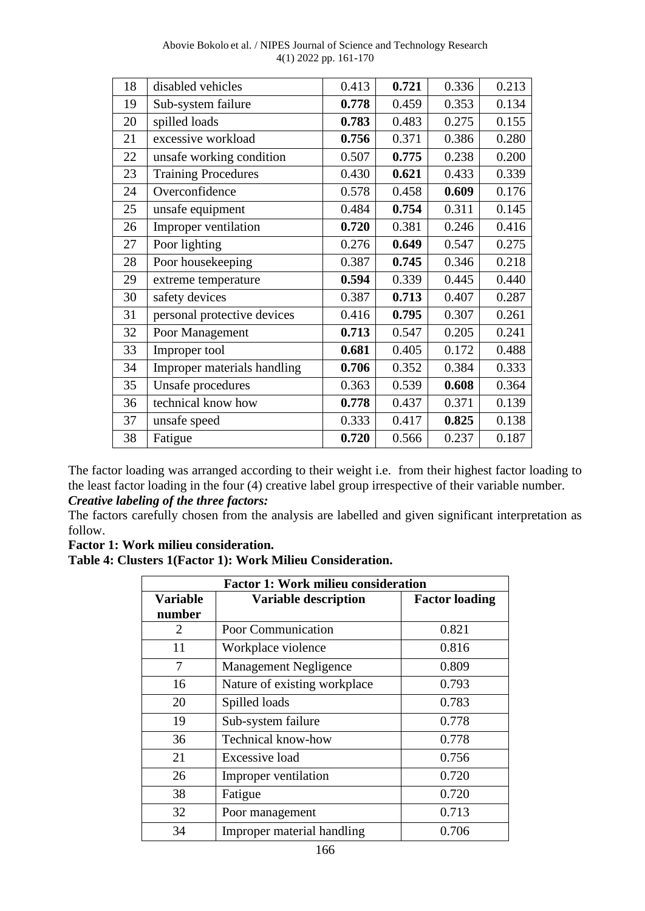| 18 | disabled vehicles | 0.413 | **0.721** | 0.336 | 0.213 |
|---|---|---|---|---|---|
| 19 | Sub-system failure | **0.778** | 0.459 | 0.353 | 0.134 |
| 20 | spilled loads | **0.783** | 0.483 | 0.275 | 0.155 |
| 21 | excessive workload | **0.756** | 0.371 | 0.386 | 0.280 |
| 22 | unsafe working condition | 0.507 | **0.775** | 0.238 | 0.200 |
| 23 | Training Procedures | 0.430 | **0.621** | 0.433 | 0.339 |
| 24 | Overconfidence | 0.578 | 0.458 | **0.609** | 0.176 |
| 25 | unsafe equipment | 0.484 | **0.754** | 0.311 | 0.145 |
| 26 | Improper ventilation | **0.720** | 0.381 | 0.246 | 0.416 |
| 27 | Poor lighting | 0.276 | **0.649** | 0.547 | 0.275 |
| 28 | Poor housekeeping | 0.387 | **0.745** | 0.346 | 0.218 |
| 29 | extreme temperature | **0.594** | 0.339 | 0.445 | 0.440 |
| 30 | safety devices | 0.387 | **0.713** | 0.407 | 0.287 |
| 31 | personal protective devices | 0.416 | **0.795** | 0.307 | 0.261 |
| 32 | Poor Management | **0.713** | 0.547 | 0.205 | 0.241 |
| 33 | Improper tool | **0.681** | 0.405 | 0.172 | 0.488 |
| 34 | Improper materials handling | **0.706** | 0.352 | 0.384 | 0.333 |
| 35 | Unsafe procedures | 0.363 | 0.539 | **0.608** | 0.364 |
| 36 | technical know how | **0.778** | 0.437 | 0.371 | 0.139 |
| 37 | unsafe speed | 0.333 | 0.417 | **0.825** | 0.138 |
| 38 | Fatigue | **0.720** | 0.566 | 0.237 | 0.187 |

The factor loading was arranged according to their weight i.e. from their highest factor loading to the least factor loading in the four (4) creative label group irrespective of their variable number.

***Creative labeling of the three factors:***

The factors carefully chosen from the analysis are labelled and given significant interpretation as follow.

**Factor 1: Work milieu consideration.**

**Table 4: Clusters 1(Factor 1): Work Milieu Consideration.**

| **Factor 1: Work milieu consideration** | | |
|---|---|---|
| **Variable number** | **Variable description** | **Factor loading** |
| 2 | Poor Communication | 0.821 |
| 11 | Workplace violence | 0.816 |
| 7 | Management Negligence | 0.809 |
| 16 | Nature of existing workplace | 0.793 |
| 20 | Spilled loads | 0.783 |
| 19 | Sub-system failure | 0.778 |
| 36 | Technical know-how | 0.778 |
| 21 | Excessive load | 0.756 |
| 26 | Improper ventilation | 0.720 |
| 38 | Fatigue | 0.720 |
| 32 | Poor management | 0.713 |
| 34 | Improper material handling | 0.706 |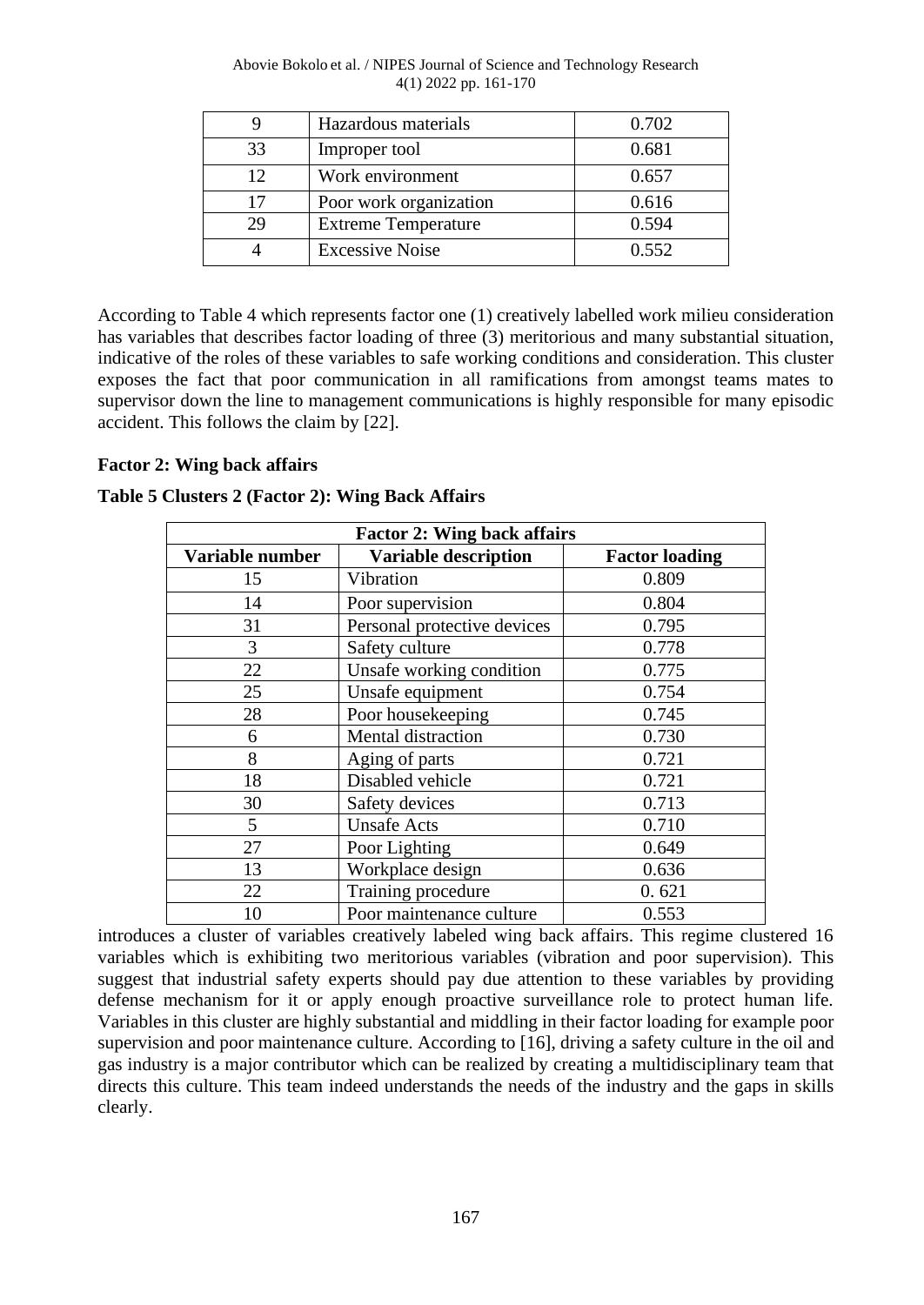| 9 | Hazardous materials | 0.702 |
|---|---|---|
| 33 | Improper tool | 0.681 |
| 12 | Work environment | 0.657 |
| 17 | Poor work organization | 0.616 |
| 29 | Extreme Temperature | 0.594 |
| 4 | Excessive Noise | 0.552 |

According to Table 4 which represents factor one (1) creatively labelled work milieu consideration has variables that describes factor loading of three (3) meritorious and many substantial situation, indicative of the roles of these variables to safe working conditions and consideration. This cluster exposes the fact that poor communication in all ramifications from amongst teams mates to supervisor down the line to management communications is highly responsible for many episodic accident. This follows the claim by [22].

**Factor 2: Wing back affairs**

**Table 5 Clusters 2 (Factor 2): Wing Back Affairs**

| **Factor 2: Wing back affairs** | | |
|---|---|---|
| **Variable number** | **Variable description** | **Factor loading** |
| 15 | Vibration | 0.809 |
| 14 | Poor supervision | 0.804 |
| 31 | Personal protective devices | 0.795 |
| 3 | Safety culture | 0.778 |
| 22 | Unsafe working condition | 0.775 |
| 25 | Unsafe equipment | 0.754 |
| 28 | Poor housekeeping | 0.745 |
| 6 | Mental distraction | 0.730 |
| 8 | Aging of parts | 0.721 |
| 18 | Disabled vehicle | 0.721 |
| 30 | Safety devices | 0.713 |
| 5 | Unsafe Acts | 0.710 |
| 27 | Poor Lighting | 0.649 |
| 13 | Workplace design | 0.636 |
| 22 | Training procedure | 0. 621 |
| 10 | Poor maintenance culture | 0.553 |

introduces a cluster of variables creatively labeled wing back affairs. This regime clustered 16 variables which is exhibiting two meritorious variables (vibration and poor supervision). This suggest that industrial safety experts should pay due attention to these variables by providing defense mechanism for it or apply enough proactive surveillance role to protect human life. Variables in this cluster are highly substantial and middling in their factor loading for example poor supervision and poor maintenance culture. According to [16], driving a safety culture in the oil and gas industry is a major contributor which can be realized by creating a multidisciplinary team that directs this culture. This team indeed understands the needs of the industry and the gaps in skills clearly.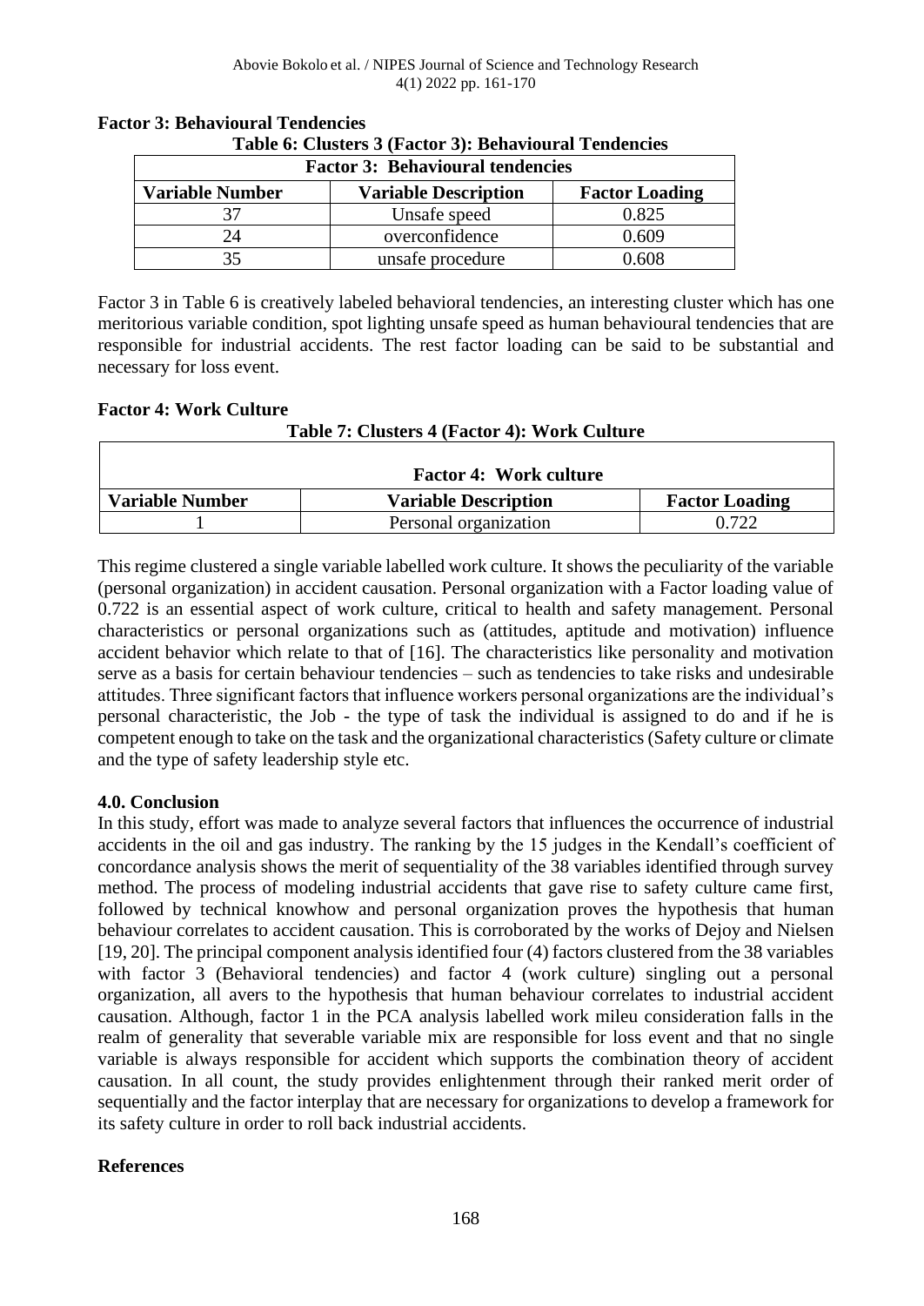**Factor 3: Behavioural Tendencies**

**Table 6: Clusters 3 (Factor 3): Behavioural Tendencies**

| **Factor 3: Behavioural tendencies** | | |
|---|---|---|
| **Variable Number** | **Variable Description** | **Factor Loading** |
| 37 | Unsafe speed | 0.825 |
| 24 | overconfidence | 0.609 |
| 35 | unsafe procedure | 0.608 |

Factor 3 in Table 6 is creatively labeled behavioral tendencies, an interesting cluster which has one meritorious variable condition, spot lighting unsafe speed as human behavioural tendencies that are responsible for industrial accidents. The rest factor loading can be said to be substantial and necessary for loss event.

**Factor 4: Work Culture**

**Table 7: Clusters 4 (Factor 4): Work Culture**

| **Factor 4: Work culture** | | |
|---|---|---|
| **Variable Number** | **Variable Description** | **Factor Loading** |
| 1 | Personal organization | 0.722 |

This regime clustered a single variable labelled work culture. It shows the peculiarity of the variable (personal organization) in accident causation. Personal organization with a Factor loading value of 0.722 is an essential aspect of work culture, critical to health and safety management. Personal characteristics or personal organizations such as (attitudes, aptitude and motivation) influence accident behavior which relate to that of [16]. The characteristics like personality and motivation serve as a basis for certain behaviour tendencies – such as tendencies to take risks and undesirable attitudes. Three significant factors that influence workers personal organizations are the individual's personal characteristic, the Job - the type of task the individual is assigned to do and if he is competent enough to take on the task and the organizational characteristics (Safety culture or climate and the type of safety leadership style etc.

## 4.0. Conclusion

In this study, effort was made to analyze several factors that influences the occurrence of industrial accidents in the oil and gas industry. The ranking by the 15 judges in the Kendall's coefficient of concordance analysis shows the merit of sequentiality of the 38 variables identified through survey method. The process of modeling industrial accidents that gave rise to safety culture came first, followed by technical knowhow and personal organization proves the hypothesis that human behaviour correlates to accident causation. This is corroborated by the works of Dejoy and Nielsen [19, 20]. The principal component analysis identified four (4) factors clustered from the 38 variables with factor 3 (Behavioral tendencies) and factor 4 (work culture) singling out a personal organization, all avers to the hypothesis that human behaviour correlates to industrial accident causation. Although, factor 1 in the PCA analysis labelled work mileu consideration falls in the realm of generality that severable variable mix are responsible for loss event and that no single variable is always responsible for accident which supports the combination theory of accident causation. In all count, the study provides enlightenment through their ranked merit order of sequentially and the factor interplay that are necessary for organizations to develop a framework for its safety culture in order to roll back industrial accidents.

## References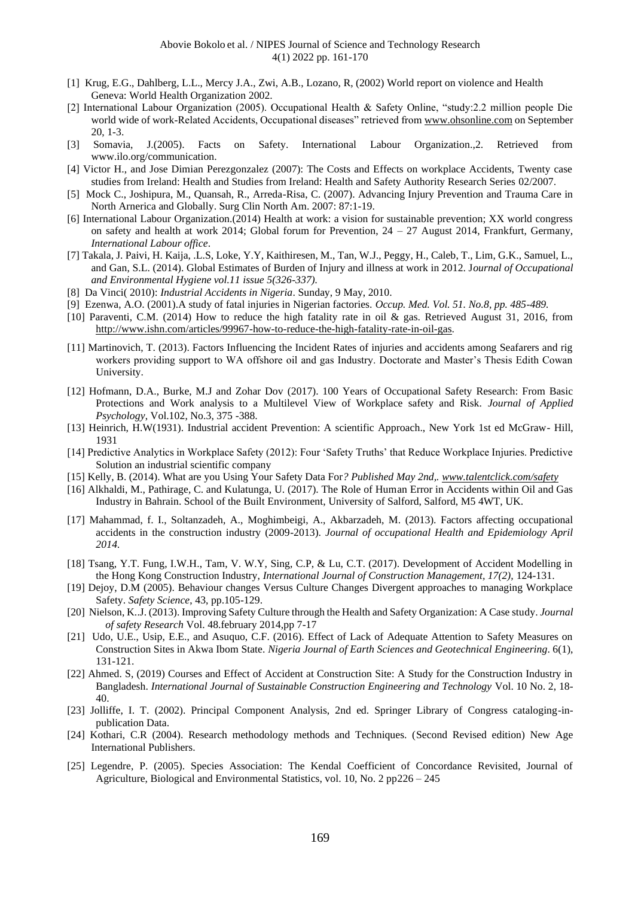[1] Krug, E.G., Dahlberg, L.L., Mercy J.A., Zwi, A.B., Lozano, R, (2002) World report on violence and Health Geneva: World Health Organization 2002.

[2] International Labour Organization (2005). Occupational Health & Safety Online, "study:2.2 million people Die world wide of work-Related Accidents, Occupational diseases" retrieved from www.ohsonline.com on September 20, 1-3.

[3] Somavia, J.(2005). Facts on Safety. International Labour Organization.,2. Retrieved from www.ilo.org/communication.

[4] Victor H., and Jose Dimian Perezgonzalez (2007): The Costs and Effects on workplace Accidents, Twenty case studies from Ireland: Health and Studies from Ireland: Health and Safety Authority Research Series 02/2007.

[5] Mock C., Joshipura, M., Quansah, R., Arreda-Risa, C. (2007). Advancing Injury Prevention and Trauma Care in North Arnerica and Globally. Surg Clin North Am. 2007: 87:1-19.

[6] International Labour Organization.(2014) Health at work: a vision for sustainable prevention; XX world congress on safety and health at work 2014; Global forum for Prevention, 24 – 27 August 2014, Frankfurt, Germany, *International Labour office*.

[7] Takala, J. Paivi, H. Kaija, .L.S, Loke, Y.Y, Kaithiresen, M., Tan, W.J., Peggy, H., Caleb, T., Lim, G.K., Samuel, L., and Gan, S.L. (2014). Global Estimates of Burden of Injury and illness at work in 2012. J*ournal of Occupational and Environmental Hygiene vol.11 issue 5(326-337).*

[8] Da Vinci( 2010): *Industrial Accidents in Nigeria*. Sunday, 9 May, 2010.

[9] Ezenwa, A.O. (2001).A study of fatal injuries in Nigerian factories. *Occup. Med. Vol. 51. No.8, pp. 485-489.*

[10] Paraventi, C.M. (2014) How to reduce the high fatality rate in oil & gas. Retrieved August 31, 2016, from http://www.ishn.com/articles/99967-how-to-reduce-the-high-fatality-rate-in-oil-gas.

[11] Martinovich, T. (2013). Factors Influencing the Incident Rates of injuries and accidents among Seafarers and rig workers providing support to WA offshore oil and gas Industry. Doctorate and Master's Thesis Edith Cowan University.

[12] Hofmann, D.A., Burke, M.J and Zohar Dov (2017). 100 Years of Occupational Safety Research: From Basic Protections and Work analysis to a Multilevel View of Workplace safety and Risk. *Journal of Applied Psychology*, Vol.102, No.3, 375 -388.

[13] Heinrich, H.W(1931). Industrial accident Prevention: A scientific Approach., New York 1st ed McGraw- Hill, 1931

[14] Predictive Analytics in Workplace Safety (2012): Four 'Safety Truths' that Reduce Workplace Injuries. Predictive Solution an industrial scientific company

[15] Kelly, B. (2014). What are you Using Your Safety Data For*? Published May 2nd,. www.talentclick.com/safety*

[16] Alkhaldi, M., Pathirage, C. and Kulatunga, U. (2017). The Role of Human Error in Accidents within Oil and Gas Industry in Bahrain. School of the Built Environment, University of Salford, Salford, M5 4WT, UK.

[17] Mahammad, f. I., Soltanzadeh, A., Moghimbeigi, A., Akbarzadeh, M. (2013). Factors affecting occupational accidents in the construction industry (2009-2013). *Journal of occupational Health and Epidemiology April 2014.*

[18] Tsang, Y.T. Fung, I.W.H., Tam, V. W.Y, Sing, C.P, & Lu, C.T. (2017). Development of Accident Modelling in the Hong Kong Construction Industry, *International Journal of Construction Management, 17(2),* 124-131.

[19] Dejoy, D.M (2005). Behaviour changes Versus Culture Changes Divergent approaches to managing Workplace Safety. *Safety Science*, 43, pp.105-129.

[20] Nielson, K..J. (2013). Improving Safety Culture through the Health and Safety Organization: A Case study. *Journal of safety Research* Vol. 48.february 2014,pp 7-17

[21] Udo, U.E., Usip, E.E., and Asuquo, C.F. (2016). Effect of Lack of Adequate Attention to Safety Measures on Construction Sites in Akwa Ibom State. *Nigeria Journal of Earth Sciences and Geotechnical Engineering*. 6(1), 131-121.

[22] Ahmed. S, (2019) Courses and Effect of Accident at Construction Site: A Study for the Construction Industry in Bangladesh. *International Journal of Sustainable Construction Engineering and Technology* Vol. 10 No. 2, 18-40.

[23] Jolliffe, I. T. (2002). Principal Component Analysis, 2nd ed. Springer Library of Congress cataloging-in-publication Data.

[24] Kothari, C.R (2004). Research methodology methods and Techniques. (Second Revised edition) New Age International Publishers.

[25] Legendre, P. (2005). Species Association: The Kendal Coefficient of Concordance Revisited, Journal of Agriculture, Biological and Environmental Statistics, vol. 10, No. 2 pp226 – 245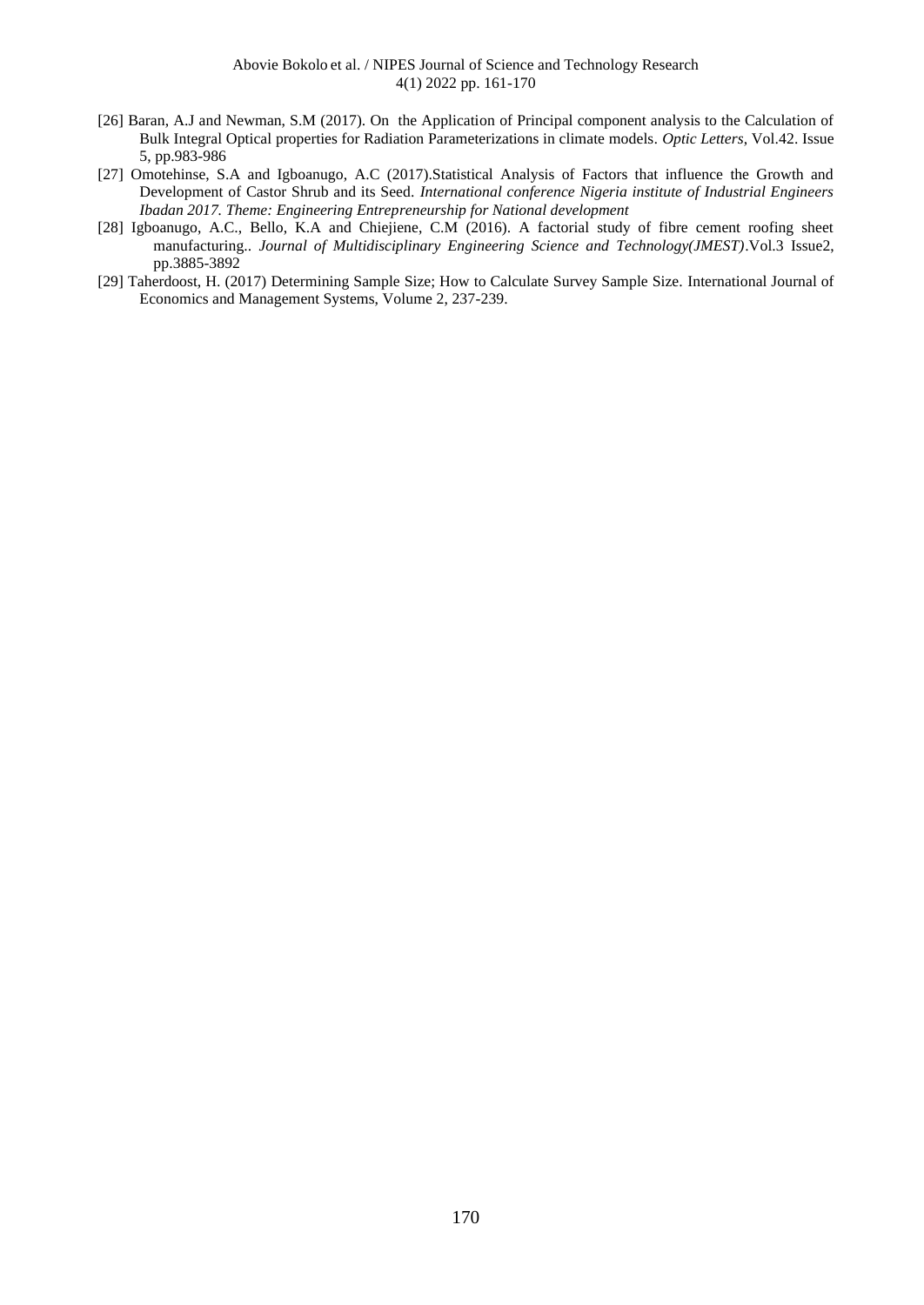[26] Baran, A.J and Newman, S.M (2017). On the Application of Principal component analysis to the Calculation of Bulk Integral Optical properties for Radiation Parameterizations in climate models. *Optic Letters*, Vol.42. Issue 5, pp.983-986

[27] Omotehinse, S.A and Igboanugo, A.C (2017).Statistical Analysis of Factors that influence the Growth and Development of Castor Shrub and its Seed. *International conference Nigeria institute of Industrial Engineers Ibadan 2017. Theme: Engineering Entrepreneurship for National development*

[28] Igboanugo, A.C., Bello, K.A and Chiejiene, C.M (2016). A factorial study of fibre cement roofing sheet manufacturing.. *Journal of Multidisciplinary Engineering Science and Technology(JMEST)*.Vol.3 Issue2, pp.3885-3892

[29] Taherdoost, H. (2017) Determining Sample Size; How to Calculate Survey Sample Size. International Journal of Economics and Management Systems, Volume 2, 237-239.